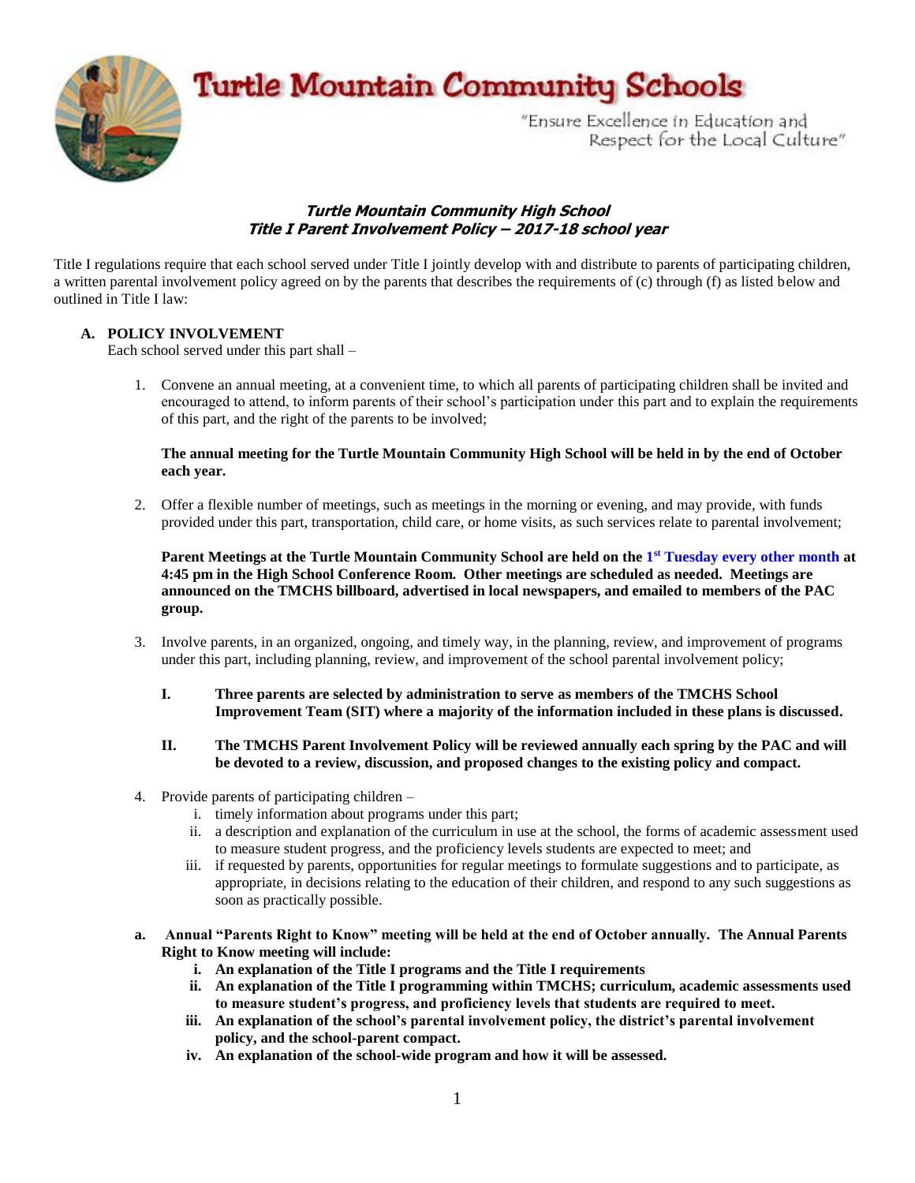# Turtle Mountain Community Schools

"Ensure Excellence in Education and Respect for the Local Culture"

***Turtle Mountain Community High School***
***Title I Parent Involvement Policy – 2017-18 school year***

Title I regulations require that each school served under Title I jointly develop with and distribute to parents of participating children, a written parental involvement policy agreed on by the parents that describes the requirements of (c) through (f) as listed below and outlined in Title I law:

**A. POLICY INVOLVEMENT**

Each school served under this part shall –

1. Convene an annual meeting, at a convenient time, to which all parents of participating children shall be invited and encouraged to attend, to inform parents of their school's participation under this part and to explain the requirements of this part, and the right of the parents to be involved;

   **The annual meeting for the Turtle Mountain Community High School will be held in by the end of October each year.**

2. Offer a flexible number of meetings, such as meetings in the morning or evening, and may provide, with funds provided under this part, transportation, child care, or home visits, as such services relate to parental involvement;

   **Parent Meetings at the Turtle Mountain Community School are held on the 1st Tuesday every other month at 4:45 pm in the High School Conference Room. Other meetings are scheduled as needed. Meetings are announced on the TMCHS billboard, advertised in local newspapers, and emailed to members of the PAC group.**

3. Involve parents, in an organized, ongoing, and timely way, in the planning, review, and improvement of programs under this part, including planning, review, and improvement of the school parental involvement policy;

   **I. Three parents are selected by administration to serve as members of the TMCHS School Improvement Team (SIT) where a majority of the information included in these plans is discussed.**

   **II. The TMCHS Parent Involvement Policy will be reviewed annually each spring by the PAC and will be devoted to a review, discussion, and proposed changes to the existing policy and compact.**

4. Provide parents of participating children –
   i. timely information about programs under this part;
   ii. a description and explanation of the curriculum in use at the school, the forms of academic assessment used to measure student progress, and the proficiency levels students are expected to meet; and
   iii. if requested by parents, opportunities for regular meetings to formulate suggestions and to participate, as appropriate, in decisions relating to the education of their children, and respond to any such suggestions as soon as practically possible.

**a. Annual "Parents Right to Know" meeting will be held at the end of October annually. The Annual Parents Right to Know meeting will include:**

   **i. An explanation of the Title I programs and the Title I requirements**
   **ii. An explanation of the Title I programming within TMCHS; curriculum, academic assessments used to measure student's progress, and proficiency levels that students are required to meet.**
   **iii. An explanation of the school's parental involvement policy, the district's parental involvement policy, and the school-parent compact.**
   **iv. An explanation of the school-wide program and how it will be assessed.**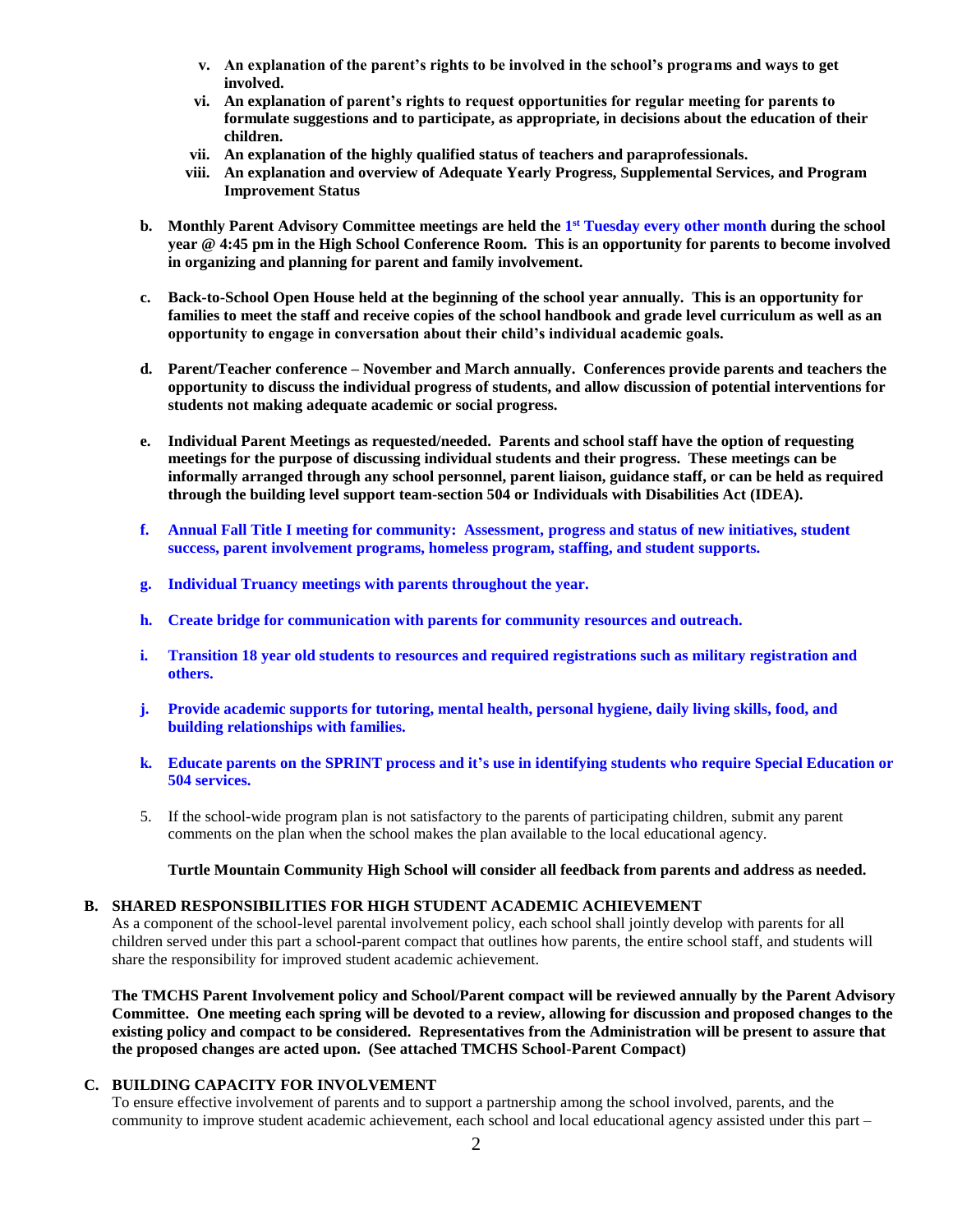v. **An explanation of the parent's rights to be involved in the school's programs and ways to get involved.**
vi. **An explanation of parent's rights to request opportunities for regular meeting for parents to formulate suggestions and to participate, as appropriate, in decisions about the education of their children.**
vii. **An explanation of the highly qualified status of teachers and paraprofessionals.**
viii. **An explanation and overview of Adequate Yearly Progress, Supplemental Services, and Program Improvement Status**

b. **Monthly Parent Advisory Committee meetings are held the 1st Tuesday every other month during the school year @ 4:45 pm in the High School Conference Room. This is an opportunity for parents to become involved in organizing and planning for parent and family involvement.**

c. **Back-to-School Open House held at the beginning of the school year annually. This is an opportunity for families to meet the staff and receive copies of the school handbook and grade level curriculum as well as an opportunity to engage in conversation about their child's individual academic goals.**

d. **Parent/Teacher conference – November and March annually. Conferences provide parents and teachers the opportunity to discuss the individual progress of students, and allow discussion of potential interventions for students not making adequate academic or social progress.**

e. **Individual Parent Meetings as requested/needed. Parents and school staff have the option of requesting meetings for the purpose of discussing individual students and their progress. These meetings can be informally arranged through any school personnel, parent liaison, guidance staff, or can be held as required through the building level support team-section 504 or Individuals with Disabilities Act (IDEA).**

f. **Annual Fall Title I meeting for community: Assessment, progress and status of new initiatives, student success, parent involvement programs, homeless program, staffing, and student supports.**

g. **Individual Truancy meetings with parents throughout the year.**

h. **Create bridge for communication with parents for community resources and outreach.**

i. **Transition 18 year old students to resources and required registrations such as military registration and others.**

j. **Provide academic supports for tutoring, mental health, personal hygiene, daily living skills, food, and building relationships with families.**

k. **Educate parents on the SPRINT process and it's use in identifying students who require Special Education or 504 services.**

5. If the school-wide program plan is not satisfactory to the parents of participating children, submit any parent comments on the plan when the school makes the plan available to the local educational agency.

**Turtle Mountain Community High School will consider all feedback from parents and address as needed.**

## B. SHARED RESPONSIBILITIES FOR HIGH STUDENT ACADEMIC ACHIEVEMENT

As a component of the school-level parental involvement policy, each school shall jointly develop with parents for all children served under this part a school-parent compact that outlines how parents, the entire school staff, and students will share the responsibility for improved student academic achievement.

**The TMCHS Parent Involvement policy and School/Parent compact will be reviewed annually by the Parent Advisory Committee. One meeting each spring will be devoted to a review, allowing for discussion and proposed changes to the existing policy and compact to be considered. Representatives from the Administration will be present to assure that the proposed changes are acted upon. (See attached TMCHS School-Parent Compact)**

## C. BUILDING CAPACITY FOR INVOLVEMENT

To ensure effective involvement of parents and to support a partnership among the school involved, parents, and the community to improve student academic achievement, each school and local educational agency assisted under this part –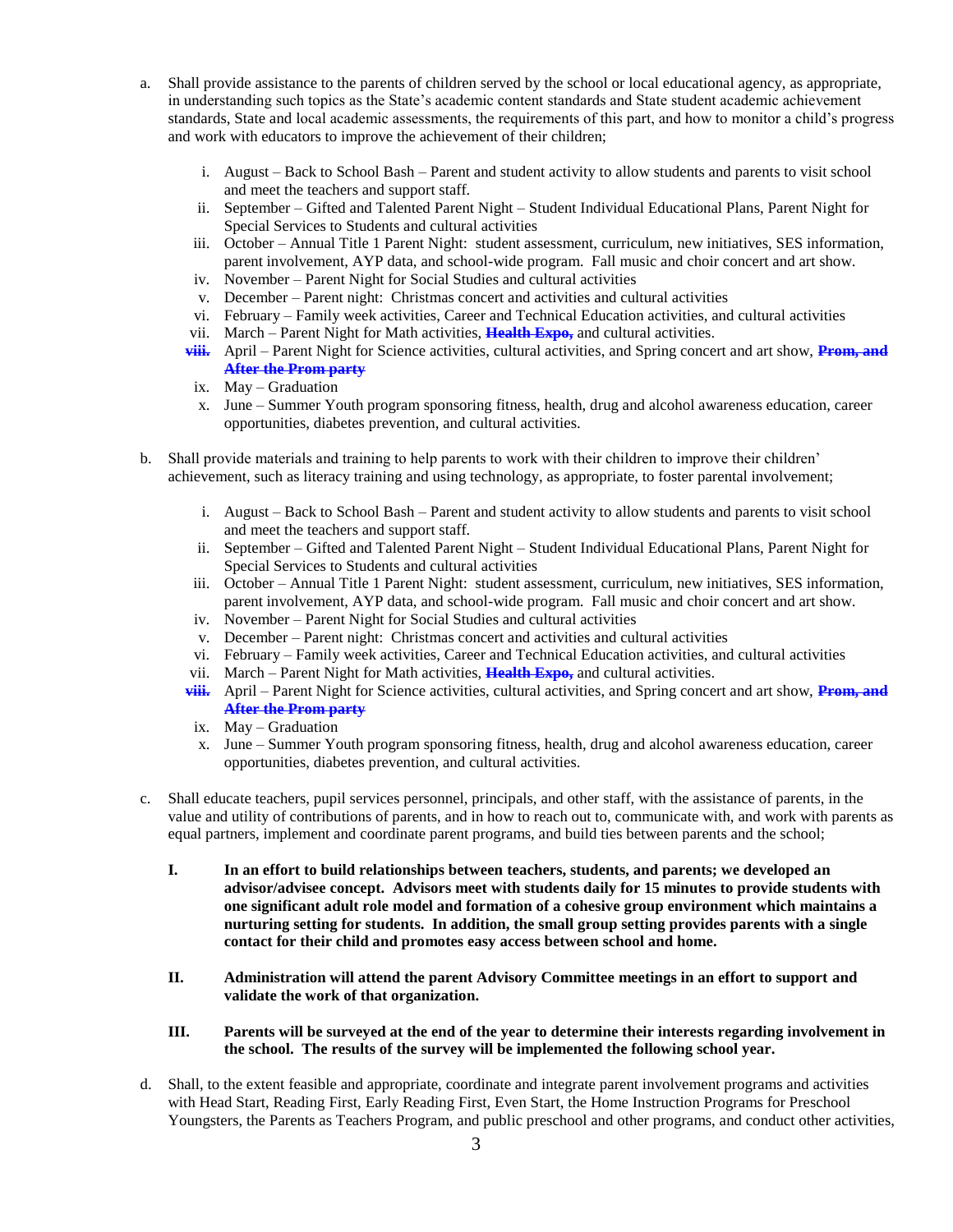a. Shall provide assistance to the parents of children served by the school or local educational agency, as appropriate, in understanding such topics as the State's academic content standards and State student academic achievement standards, State and local academic assessments, the requirements of this part, and how to monitor a child's progress and work with educators to improve the achievement of their children;

   i. August – Back to School Bash – Parent and student activity to allow students and parents to visit school and meet the teachers and support staff.
   ii. September – Gifted and Talented Parent Night – Student Individual Educational Plans, Parent Night for Special Services to Students and cultural activities
   iii. October – Annual Title 1 Parent Night: student assessment, curriculum, new initiatives, SES information, parent involvement, AYP data, and school-wide program. Fall music and choir concert and art show.
   iv. November – Parent Night for Social Studies and cultural activities
   v. December – Parent night: Christmas concert and activities and cultural activities
   vi. February – Family week activities, Career and Technical Education activities, and cultural activities
   vii. March – Parent Night for Math activities, ~~**Health Expo,**~~ and cultural activities.
   **viii.** April – Parent Night for Science activities, cultural activities, and Spring concert and art show, ~~**Prom, and After the Prom party**~~
   ix. May – Graduation
   x. June – Summer Youth program sponsoring fitness, health, drug and alcohol awareness education, career opportunities, diabetes prevention, and cultural activities.

b. Shall provide materials and training to help parents to work with their children to improve their children' achievement, such as literacy training and using technology, as appropriate, to foster parental involvement;

   i. August – Back to School Bash – Parent and student activity to allow students and parents to visit school and meet the teachers and support staff.
   ii. September – Gifted and Talented Parent Night – Student Individual Educational Plans, Parent Night for Special Services to Students and cultural activities
   iii. October – Annual Title 1 Parent Night: student assessment, curriculum, new initiatives, SES information, parent involvement, AYP data, and school-wide program. Fall music and choir concert and art show.
   iv. November – Parent Night for Social Studies and cultural activities
   v. December – Parent night: Christmas concert and activities and cultural activities
   vi. February – Family week activities, Career and Technical Education activities, and cultural activities
   vii. March – Parent Night for Math activities, ~~**Health Expo,**~~ and cultural activities.
   **viii.** April – Parent Night for Science activities, cultural activities, and Spring concert and art show, ~~**Prom, and After the Prom party**~~
   ix. May – Graduation
   x. June – Summer Youth program sponsoring fitness, health, drug and alcohol awareness education, career opportunities, diabetes prevention, and cultural activities.

c. Shall educate teachers, pupil services personnel, principals, and other staff, with the assistance of parents, in the value and utility of contributions of parents, and in how to reach out to, communicate with, and work with parents as equal partners, implement and coordinate parent programs, and build ties between parents and the school;

   **I. In an effort to build relationships between teachers, students, and parents; we developed an advisor/advisee concept. Advisors meet with students daily for 15 minutes to provide students with one significant adult role model and formation of a cohesive group environment which maintains a nurturing setting for students. In addition, the small group setting provides parents with a single contact for their child and promotes easy access between school and home.**

   **II. Administration will attend the parent Advisory Committee meetings in an effort to support and validate the work of that organization.**

   **III. Parents will be surveyed at the end of the year to determine their interests regarding involvement in the school. The results of the survey will be implemented the following school year.**

d. Shall, to the extent feasible and appropriate, coordinate and integrate parent involvement programs and activities with Head Start, Reading First, Early Reading First, Even Start, the Home Instruction Programs for Preschool Youngsters, the Parents as Teachers Program, and public preschool and other programs, and conduct other activities,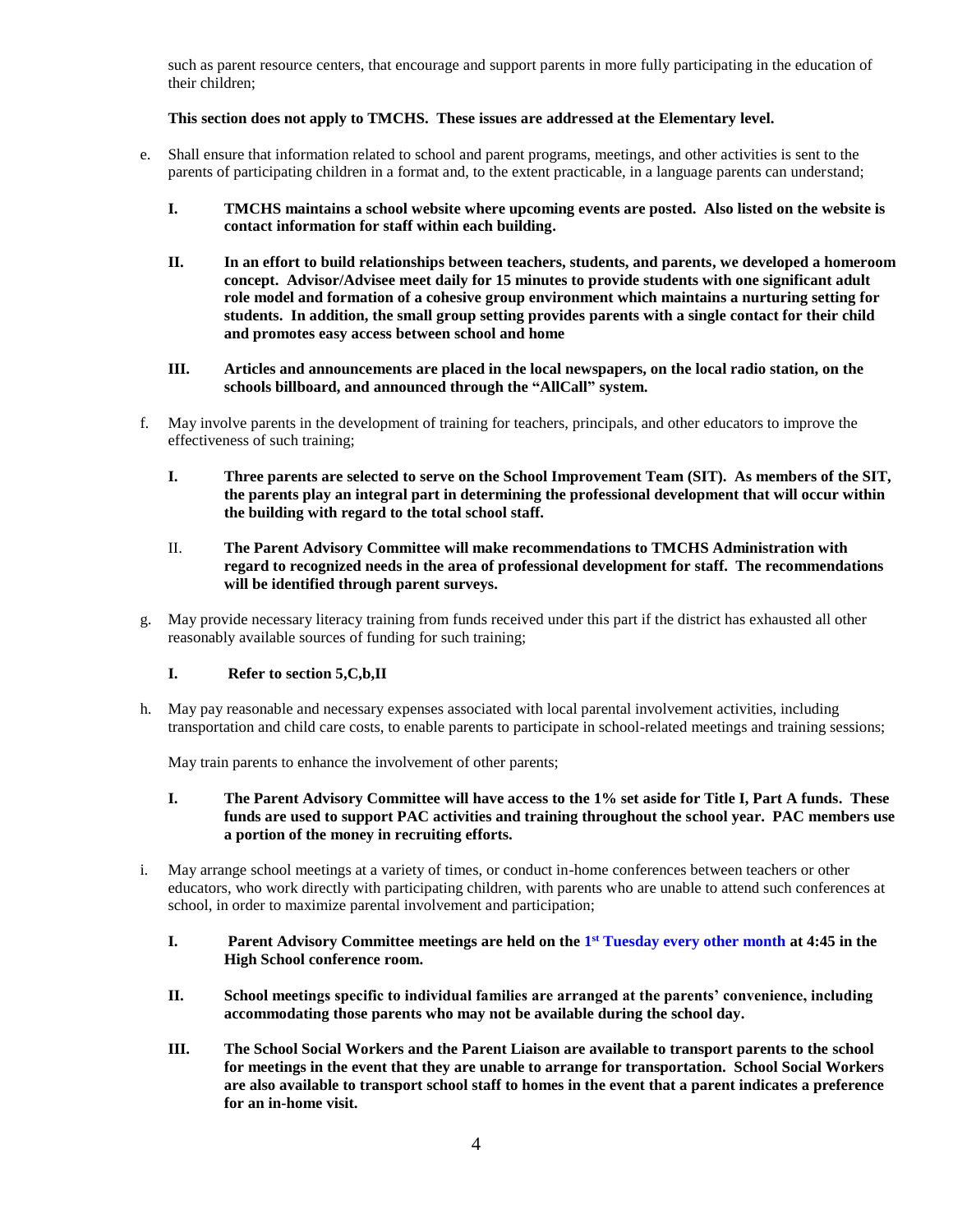such as parent resource centers, that encourage and support parents in more fully participating in the education of their children;

**This section does not apply to TMCHS. These issues are addressed at the Elementary level.**

e. Shall ensure that information related to school and parent programs, meetings, and other activities is sent to the parents of participating children in a format and, to the extent practicable, in a language parents can understand;

   **I. TMCHS maintains a school website where upcoming events are posted. Also listed on the website is contact information for staff within each building.**

   **II. In an effort to build relationships between teachers, students, and parents, we developed a homeroom concept. Advisor/Advisee meet daily for 15 minutes to provide students with one significant adult role model and formation of a cohesive group environment which maintains a nurturing setting for students. In addition, the small group setting provides parents with a single contact for their child and promotes easy access between school and home**

   **III. Articles and announcements are placed in the local newspapers, on the local radio station, on the schools billboard, and announced through the "AllCall" system.**

f. May involve parents in the development of training for teachers, principals, and other educators to improve the effectiveness of such training;

   **I. Three parents are selected to serve on the School Improvement Team (SIT). As members of the SIT, the parents play an integral part in determining the professional development that will occur within the building with regard to the total school staff.**

   II. **The Parent Advisory Committee will make recommendations to TMCHS Administration with regard to recognized needs in the area of professional development for staff. The recommendations will be identified through parent surveys.**

g. May provide necessary literacy training from funds received under this part if the district has exhausted all other reasonably available sources of funding for such training;

   **I. Refer to section 5,C,b,II**

h. May pay reasonable and necessary expenses associated with local parental involvement activities, including transportation and child care costs, to enable parents to participate in school-related meetings and training sessions;

   May train parents to enhance the involvement of other parents;

   **I. The Parent Advisory Committee will have access to the 1% set aside for Title I, Part A funds. These funds are used to support PAC activities and training throughout the school year. PAC members use a portion of the money in recruiting efforts.**

i. May arrange school meetings at a variety of times, or conduct in-home conferences between teachers or other educators, who work directly with participating children, with parents who are unable to attend such conferences at school, in order to maximize parental involvement and participation;

   **I. Parent Advisory Committee meetings are held on the 1st Tuesday every other month at 4:45 in the High School conference room.**

   **II. School meetings specific to individual families are arranged at the parents' convenience, including accommodating those parents who may not be available during the school day.**

   **III. The School Social Workers and the Parent Liaison are available to transport parents to the school for meetings in the event that they are unable to arrange for transportation. School Social Workers are also available to transport school staff to homes in the event that a parent indicates a preference for an in-home visit.**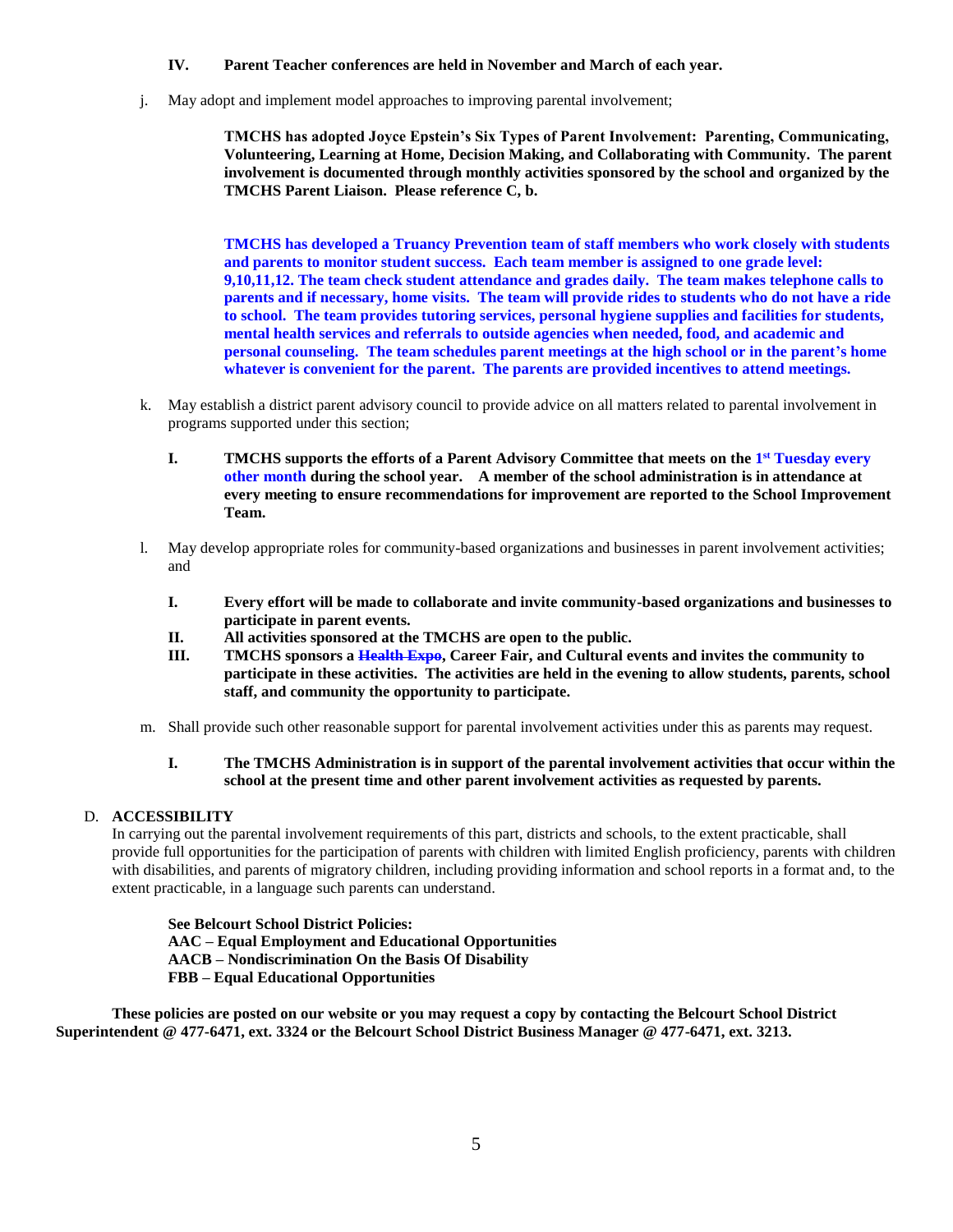**IV. Parent Teacher conferences are held in November and March of each year.**

j. May adopt and implement model approaches to improving parental involvement;

**TMCHS has adopted Joyce Epstein's Six Types of Parent Involvement: Parenting, Communicating, Volunteering, Learning at Home, Decision Making, and Collaborating with Community. The parent involvement is documented through monthly activities sponsored by the school and organized by the TMCHS Parent Liaison. Please reference C, b.**

**TMCHS has developed a Truancy Prevention team of staff members who work closely with students and parents to monitor student success. Each team member is assigned to one grade level: 9,10,11,12. The team check student attendance and grades daily. The team makes telephone calls to parents and if necessary, home visits. The team will provide rides to students who do not have a ride to school. The team provides tutoring services, personal hygiene supplies and facilities for students, mental health services and referrals to outside agencies when needed, food, and academic and personal counseling. The team schedules parent meetings at the high school or in the parent's home whatever is convenient for the parent. The parents are provided incentives to attend meetings.**

k. May establish a district parent advisory council to provide advice on all matters related to parental involvement in programs supported under this section;

**I. TMCHS supports the efforts of a Parent Advisory Committee that meets on the 1st Tuesday every other month during the school year. A member of the school administration is in attendance at every meeting to ensure recommendations for improvement are reported to the School Improvement Team.**

l. May develop appropriate roles for community-based organizations and businesses in parent involvement activities; and

**I. Every effort will be made to collaborate and invite community-based organizations and businesses to participate in parent events.**
**II. All activities sponsored at the TMCHS are open to the public.**
**III. TMCHS sponsors a ~~Health Expo~~, Career Fair, and Cultural events and invites the community to participate in these activities. The activities are held in the evening to allow students, parents, school staff, and community the opportunity to participate.**

m. Shall provide such other reasonable support for parental involvement activities under this as parents may request.

**I. The TMCHS Administration is in support of the parental involvement activities that occur within the school at the present time and other parent involvement activities as requested by parents.**

D. **ACCESSIBILITY**

In carrying out the parental involvement requirements of this part, districts and schools, to the extent practicable, shall provide full opportunities for the participation of parents with children with limited English proficiency, parents with children with disabilities, and parents of migratory children, including providing information and school reports in a format and, to the extent practicable, in a language such parents can understand.

**See Belcourt School District Policies:**
**AAC – Equal Employment and Educational Opportunities**
**AACB – Nondiscrimination On the Basis Of Disability**
**FBB – Equal Educational Opportunities**

**These policies are posted on our website or you may request a copy by contacting the Belcourt School District Superintendent @ 477-6471, ext. 3324 or the Belcourt School District Business Manager @ 477-6471, ext. 3213.**